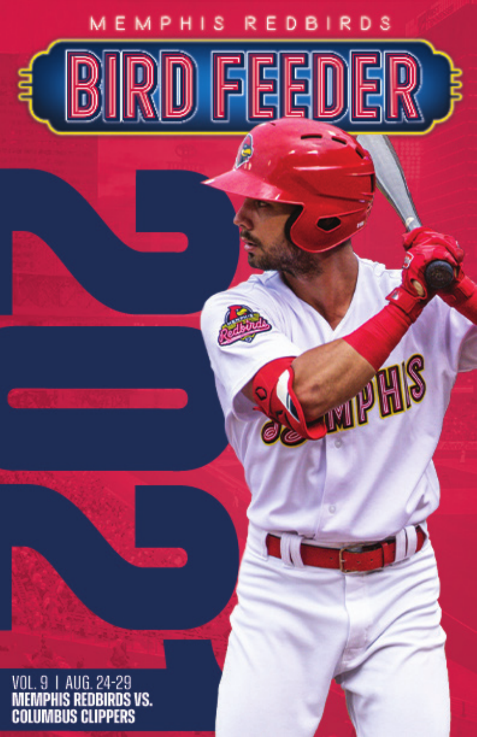MEMPHIS REDBIRDS

# BIRD FEEDER

2022

VOL. 9 | AUG. 24-29

**MEMPHIS REDBIRDS VS. COLUMBUS CLIPPERS**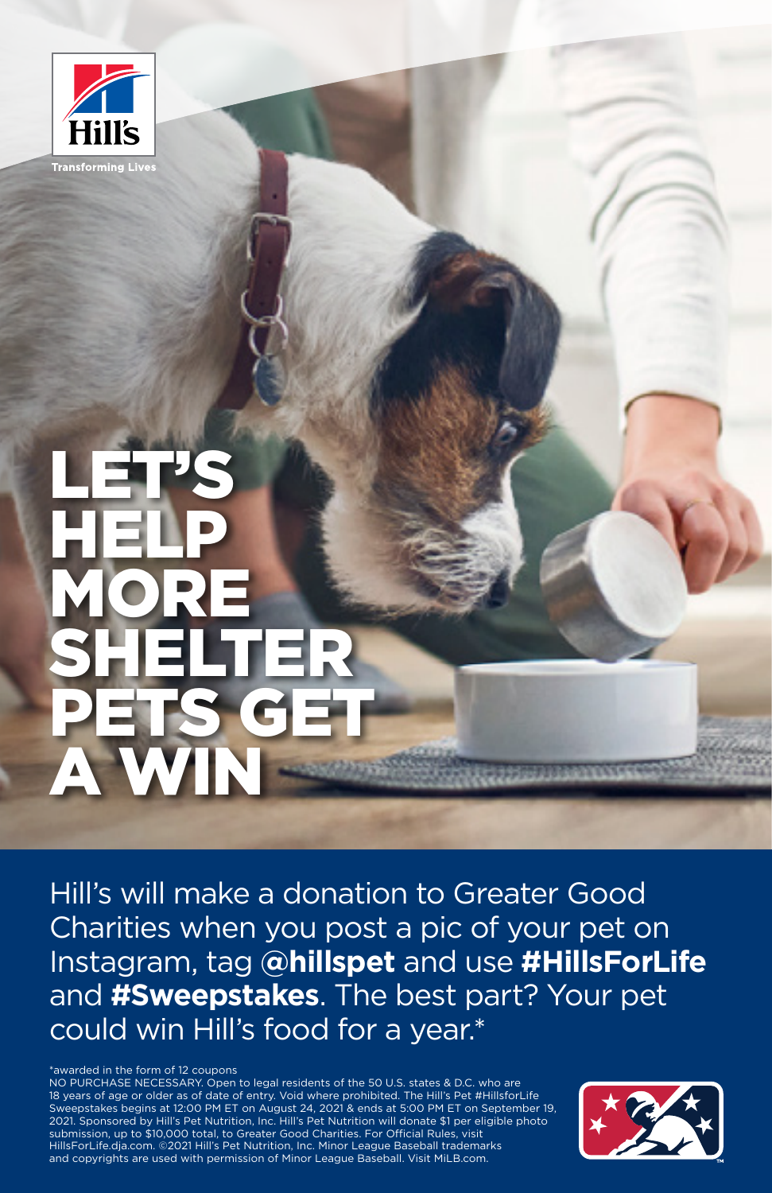Hill's

Transforming Lives

# LET'S HELP MORE SHELTER PETS GET A WIN

Hill's will make a donation to Greater Good Charities when you post a pic of your pet on Instagram, tag **@hillspet** and use **#HillsForLife** and **#Sweepstakes**. The best part? Your pet could win Hill's food for a year.*

*awarded in the form of 12 coupons
NO PURCHASE NECESSARY. Open to legal residents of the 50 U.S. states & D.C. who are 18 years of age or older as of date of entry. Void where prohibited. The Hill's Pet #HillsforLife Sweepstakes begins at 12:00 PM ET on August 24, 2021 & ends at 5:00 PM ET on September 19, 2021. Sponsored by Hill's Pet Nutrition, Inc. Hill's Pet Nutrition will donate $1 per eligible photo submission, up to $10,000 total, to Greater Good Charities. For Official Rules, visit HillsForLife.dja.com. ©2021 Hill's Pet Nutrition, Inc. Minor League Baseball trademarks and copyrights are used with permission of Minor League Baseball. Visit MiLB.com.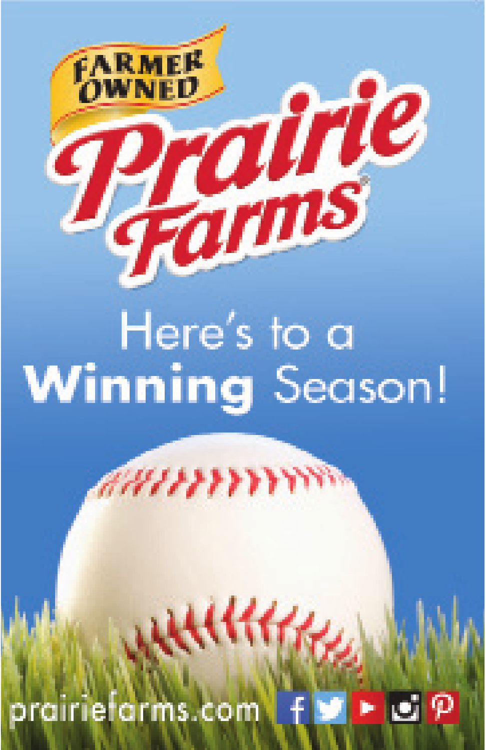FARMER OWNED

# Prairie Farms

Here's to a **Winning** Season!

prairiefarms.com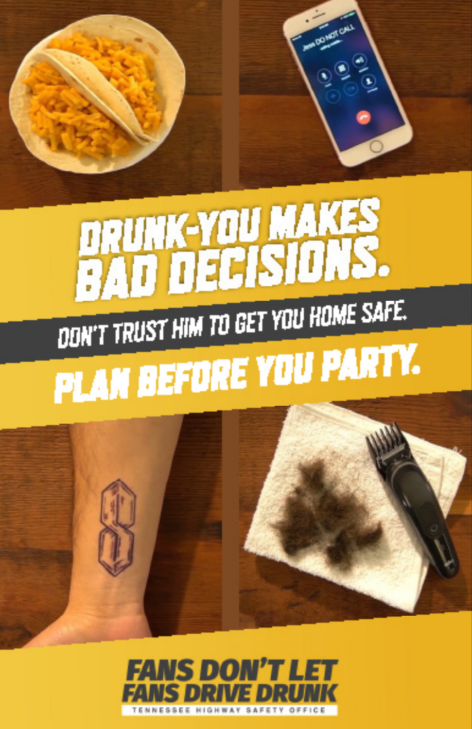# DRUNK-YOU MAKES BAD DECISIONS.

DON'T TRUST HIM TO GET YOU HOME SAFE.

## PLAN BEFORE YOU PARTY.

**FANS DON'T LET FANS DRIVE DRUNK**

TENNESSEE HIGHWAY SAFETY OFFICE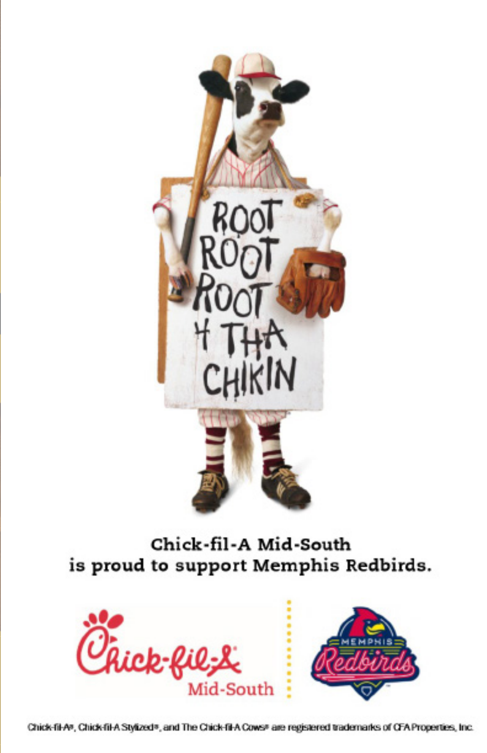ROOT ROOT ROOT 4 THA CHIKIN

Chick-fil-A Mid-South
is proud to support Memphis Redbirds.

Chick-fil-A Mid-South

Memphis Redbirds

Chick-fil-A®, Chick-fil-A Stylized®, and The Chick-fil-A Cows® are registered trademarks of CFA Properties, Inc.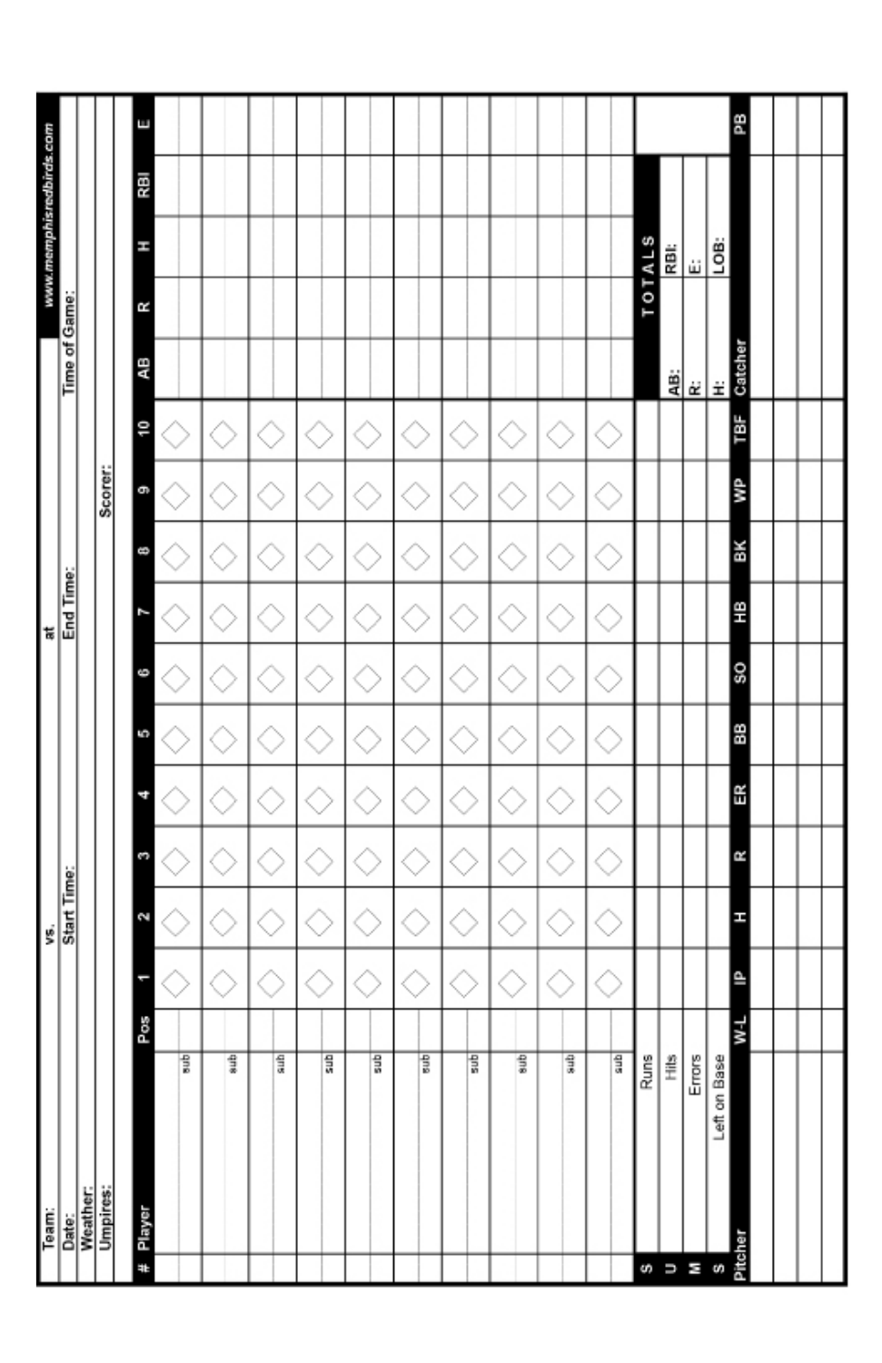| Team: | vs. | at | www.memphisredbirds.com |
|---|---|---|---|
| Date: | Start Time: | End Time: | Time of Game: |
| Weather: | | | |
| Umpires: | | Scorer: | |

| # | Player | Pos | 1 | 2 | 3 | 4 | 5 | 6 | 7 | 8 | 9 | 10 | AB | R | H | RBI | E |
|---|---|---|---|---|---|---|---|---|---|---|---|---|---|---|---|---|---|
| | | | | | | | | | | | | | | | | | |
| | sub | | | | | | | | | | | | | | | | |
| | | | | | | | | | | | | | | | | | |
| | sub | | | | | | | | | | | | | | | | |
| | | | | | | | | | | | | | | | | | |
| | sub | | | | | | | | | | | | | | | | |
| | | | | | | | | | | | | | | | | | |
| | sub | | | | | | | | | | | | | | | | |
| | | | | | | | | | | | | | | | | | |
| | sub | | | | | | | | | | | | | | | | |
| | | | | | | | | | | | | | | | | | |
| | sub | | | | | | | | | | | | | | | | |
| | | | | | | | | | | | | | | | | | |
| | sub | | | | | | | | | | | | | | | | |
| | | | | | | | | | | | | | | | | | |
| | sub | | | | | | | | | | | | | | | | |
| | | | | | | | | | | | | | | | | | |
| | sub | | | | | | | | | | | | | | | | |
| | | | | | | | | | | | | | | | | | |
| | sub | | | | | | | | | | | | | | | | |
| S | Runs | | | | | | | | | | | | TOTALS | | | | |
| U | Hits | | | | | | | | | | | | AB: | | RBI: | | |
| M | Errors | | | | | | | | | | | | R: | | E: | | |
| S | Left on Base | | | | | | | | | | | | H: | | LOB: | | |

| Pitcher | W-L | IP | H | R | ER | BB | SO | HB | BK | WP | TBF | Catcher | PB |
|---|---|---|---|---|---|---|---|---|---|---|---|---|---|
| | | | | | | | | | | | | | |
| | | | | | | | | | | | | | |
| | | | | | | | | | | | | | |
| | | | | | | | | | | | | | |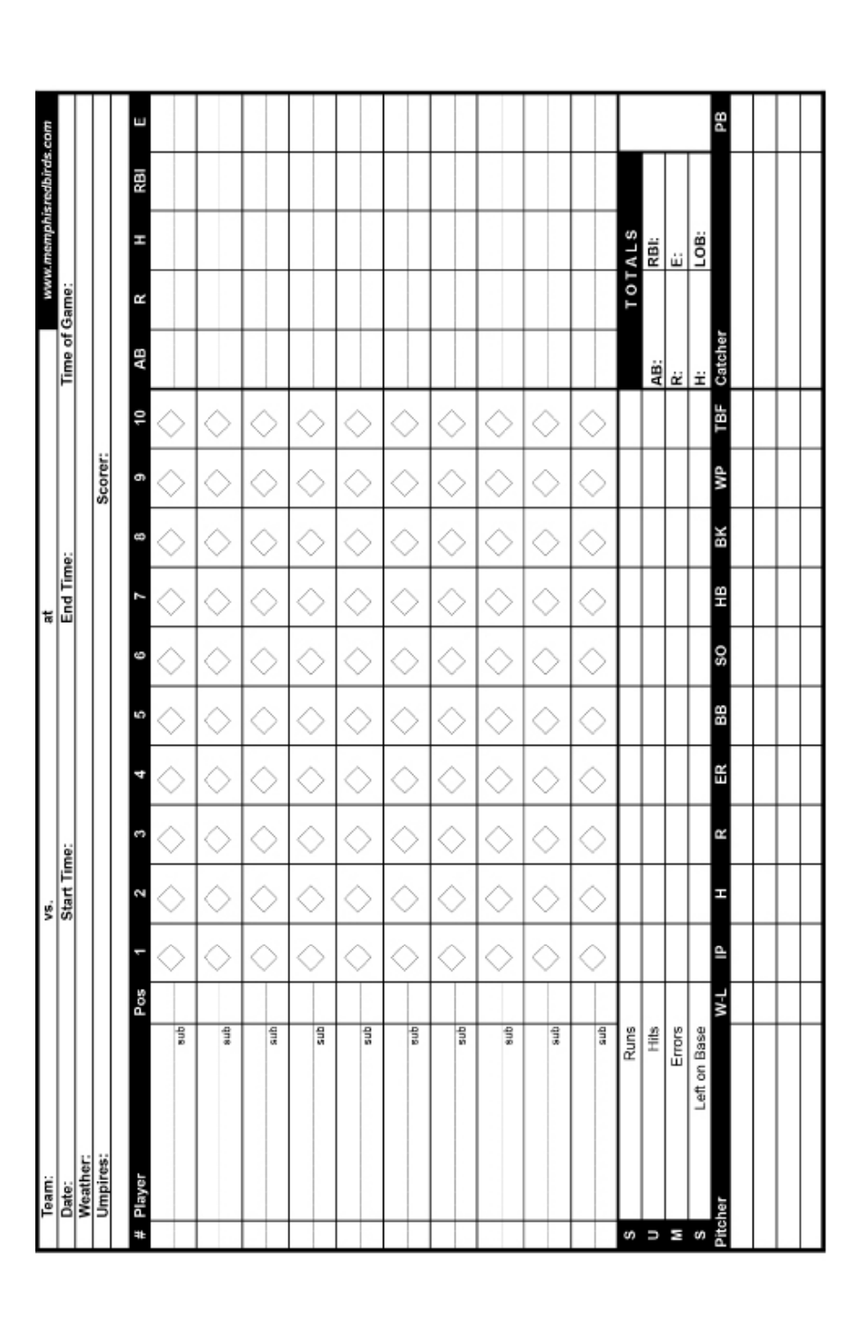| Team: | vs. | at | www.memphisredbirds.com |
|---|---|---|---|
| Date: | Start Time: | End Time: | Time of Game: |
| Weather: | | | |
| Umpires: | | Scorer: | |

| # | Player | Pos | 1 | 2 | 3 | 4 | 5 | 6 | 7 | 8 | 9 | 10 | AB | R | H | RBI | E |
|---|---|---|---|---|---|---|---|---|---|---|---|---|---|---|---|---|---|
| | | | | | | | | | | | | | | | | | |
| | sub | | | | | | | | | | | | | | | | |
| | | | | | | | | | | | | | | | | | |
| | sub | | | | | | | | | | | | | | | | |
| | | | | | | | | | | | | | | | | | |
| | sub | | | | | | | | | | | | | | | | |
| | | | | | | | | | | | | | | | | | |
| | sub | | | | | | | | | | | | | | | | |
| | | | | | | | | | | | | | | | | | |
| | sub | | | | | | | | | | | | | | | | |
| | | | | | | | | | | | | | | | | | |
| | sub | | | | | | | | | | | | | | | | |
| | | | | | | | | | | | | | | | | | |
| | sub | | | | | | | | | | | | | | | | |
| | | | | | | | | | | | | | | | | | |
| | sub | | | | | | | | | | | | | | | | |
| | | | | | | | | | | | | | | | | | |
| | sub | | | | | | | | | | | | | | | | |
| | | | | | | | | | | | | | | | | | |
| | sub | | | | | | | | | | | | | | | | |

| | | 1 | 2 | 3 | 4 | 5 | 6 | 7 | 8 | 9 | 10 | TOTALS | |
|---|---|---|---|---|---|---|---|---|---|---|---|---|---|
| S | Runs | | | | | | | | | | | | |
| U | Hits | | | | | | | | | | | AB: | RBI: |
| M | Errors | | | | | | | | | | | R: | E: |
| S | Left on Base | | | | | | | | | | | H: | LOB: |

| Pitcher | W-L | IP | H | R | ER | BB | SO | HB | BK | WP | TBF | Catcher | PB |
|---|---|---|---|---|---|---|---|---|---|---|---|---|---|
| | | | | | | | | | | | | | |
| | | | | | | | | | | | | | |
| | | | | | | | | | | | | | |
| | | | | | | | | | | | | | |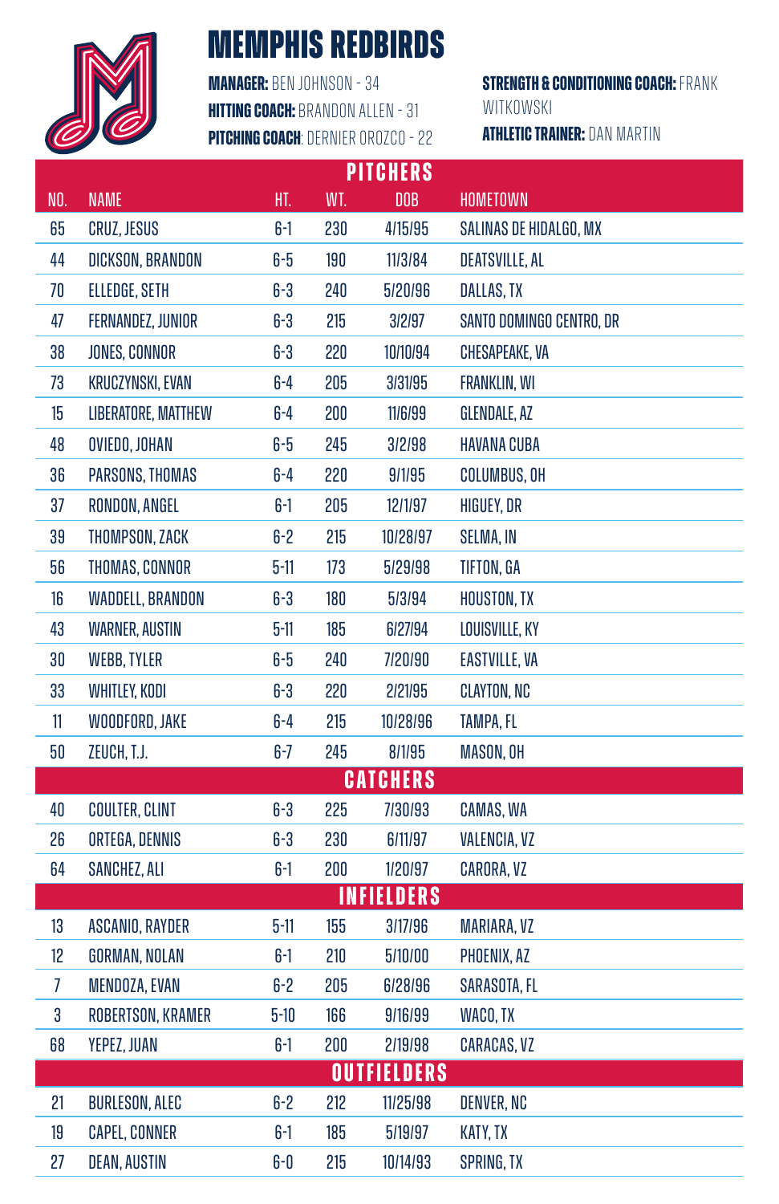# MEMPHIS REDBIRDS

**MANAGER:** BEN JOHNSON - 34
**HITTING COACH:** BRANDON ALLEN - 31
**PITCHING COACH**: DERNIER OROZCO - 22

**STRENGTH & CONDITIONING COACH:** FRANK WITKOWSKI
**ATHLETIC TRAINER:** DAN MARTIN

| NO. | NAME | HT. | WT. | DOB | HOMETOWN |
|---|---|---|---|---|---|
| | **PITCHERS** | | | | |
| 65 | CRUZ, JESUS | 6-1 | 230 | 4/15/95 | SALINAS DE HIDALGO, MX |
| 44 | DICKSON, BRANDON | 6-5 | 190 | 11/3/84 | DEATSVILLE, AL |
| 70 | ELLEDGE, SETH | 6-3 | 240 | 5/20/96 | DALLAS, TX |
| 47 | FERNANDEZ, JUNIOR | 6-3 | 215 | 3/2/97 | SANTO DOMINGO CENTRO, DR |
| 38 | JONES, CONNOR | 6-3 | 220 | 10/10/94 | CHESAPEAKE, VA |
| 73 | KRUCZYNSKI, EVAN | 6-4 | 205 | 3/31/95 | FRANKLIN, WI |
| 15 | LIBERATORE, MATTHEW | 6-4 | 200 | 11/6/99 | GLENDALE, AZ |
| 48 | OVIEDO, JOHAN | 6-5 | 245 | 3/2/98 | HAVANA CUBA |
| 36 | PARSONS, THOMAS | 6-4 | 220 | 9/1/95 | COLUMBUS, OH |
| 37 | RONDON, ANGEL | 6-1 | 205 | 12/1/97 | HIGUEY, DR |
| 39 | THOMPSON, ZACK | 6-2 | 215 | 10/28/97 | SELMA, IN |
| 56 | THOMAS, CONNOR | 5-11 | 173 | 5/29/98 | TIFTON, GA |
| 16 | WADDELL, BRANDON | 6-3 | 180 | 5/3/94 | HOUSTON, TX |
| 43 | WARNER, AUSTIN | 5-11 | 185 | 6/27/94 | LOUISVILLE, KY |
| 30 | WEBB, TYLER | 6-5 | 240 | 7/20/90 | EASTVILLE, VA |
| 33 | WHITLEY, KODI | 6-3 | 220 | 2/21/95 | CLAYTON, NC |
| 11 | WOODFORD, JAKE | 6-4 | 215 | 10/28/96 | TAMPA, FL |
| 50 | ZEUCH, T.J. | 6-7 | 245 | 8/1/95 | MASON, OH |
| | **CATCHERS** | | | | |
| 40 | COULTER, CLINT | 6-3 | 225 | 7/30/93 | CAMAS, WA |
| 26 | ORTEGA, DENNIS | 6-3 | 230 | 6/11/97 | VALENCIA, VZ |
| 64 | SANCHEZ, ALI | 6-1 | 200 | 1/20/97 | CARORA, VZ |
| | **INFIELDERS** | | | | |
| 13 | ASCANIO, RAYDER | 5-11 | 155 | 3/17/96 | MARIARA, VZ |
| 12 | GORMAN, NOLAN | 6-1 | 210 | 5/10/00 | PHOENIX, AZ |
| 7 | MENDOZA, EVAN | 6-2 | 205 | 6/28/96 | SARASOTA, FL |
| 3 | ROBERTSON, KRAMER | 5-10 | 166 | 9/16/99 | WACO, TX |
| 68 | YEPEZ, JUAN | 6-1 | 200 | 2/19/98 | CARACAS, VZ |
| | **OUTFIELDERS** | | | | |
| 21 | BURLESON, ALEC | 6-2 | 212 | 11/25/98 | DENVER, NC |
| 19 | CAPEL, CONNER | 6-1 | 185 | 5/19/97 | KATY, TX |
| 27 | DEAN, AUSTIN | 6-0 | 215 | 10/14/93 | SPRING, TX |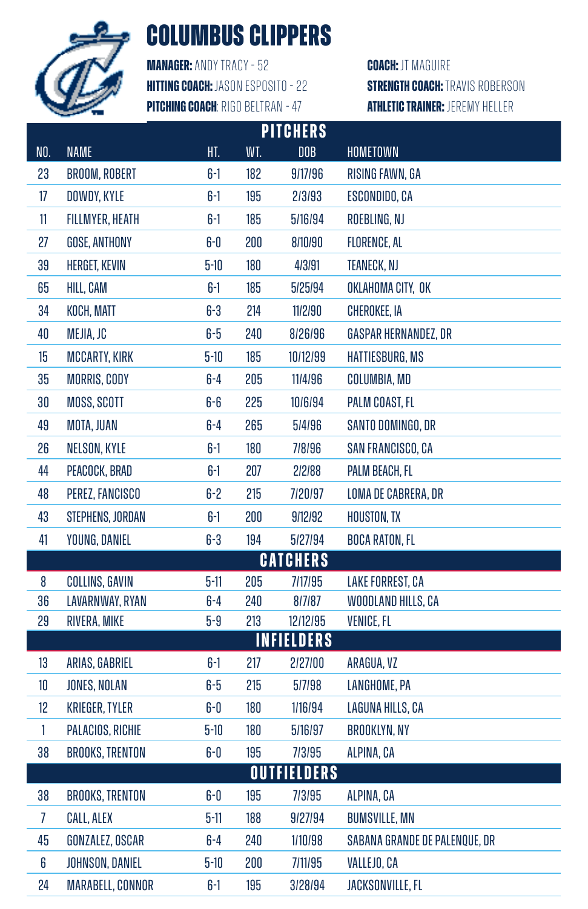# COLUMBUS CLIPPERS

**MANAGER:** ANDY TRACY - 52
**HITTING COACH:** JASON ESPOSITO - 22
**PITCHING COACH**: RIGO BELTRAN - 47

**COACH:** JT MAGUIRE
**STRENGTH COACH:** TRAVIS ROBERSON
**ATHLETIC TRAINER:** JEREMY HELLER

| NO. | NAME | HT. | WT. | DOB | HOMETOWN |
|---|---|---|---|---|---|
| **PITCHERS** | | | | | |
| 23 | BROOM, ROBERT | 6-1 | 182 | 9/17/96 | RISING FAWN, GA |
| 17 | DOWDY, KYLE | 6-1 | 195 | 2/3/93 | ESCONDIDO, CA |
| 11 | FILLMYER, HEATH | 6-1 | 185 | 5/16/94 | ROEBLING, NJ |
| 27 | GOSE, ANTHONY | 6-0 | 200 | 8/10/90 | FLORENCE, AL |
| 39 | HERGET, KEVIN | 5-10 | 180 | 4/3/91 | TEANECK, NJ |
| 65 | HILL, CAM | 6-1 | 185 | 5/25/94 | OKLAHOMA CITY, OK |
| 34 | KOCH, MATT | 6-3 | 214 | 11/2/90 | CHEROKEE, IA |
| 40 | MEJIA, JC | 6-5 | 240 | 8/26/96 | GASPAR HERNANDEZ, DR |
| 15 | MCCARTY, KIRK | 5-10 | 185 | 10/12/99 | HATTIESBURG, MS |
| 35 | MORRIS, CODY | 6-4 | 205 | 11/4/96 | COLUMBIA, MD |
| 30 | MOSS, SCOTT | 6-6 | 225 | 10/6/94 | PALM COAST, FL |
| 49 | MOTA, JUAN | 6-4 | 265 | 5/4/96 | SANTO DOMINGO, DR |
| 26 | NELSON, KYLE | 6-1 | 180 | 7/8/96 | SAN FRANCISCO, CA |
| 44 | PEACOCK, BRAD | 6-1 | 207 | 2/2/88 | PALM BEACH, FL |
| 48 | PEREZ, FANCISCO | 6-2 | 215 | 7/20/97 | LOMA DE CABRERA, DR |
| 43 | STEPHENS, JORDAN | 6-1 | 200 | 9/12/92 | HOUSTON, TX |
| 41 | YOUNG, DANIEL | 6-3 | 194 | 5/27/94 | BOCA RATON, FL |
| **CATCHERS** | | | | | |
| 8 | COLLINS, GAVIN | 5-11 | 205 | 7/17/95 | LAKE FORREST, CA |
| 36 | LAVARNWAY, RYAN | 6-4 | 240 | 8/7/87 | WOODLAND HILLS, CA |
| 29 | RIVERA, MIKE | 5-9 | 213 | 12/12/95 | VENICE, FL |
| **INFIELDERS** | | | | | |
| 13 | ARIAS, GABRIEL | 6-1 | 217 | 2/27/00 | ARAGUA, VZ |
| 10 | JONES, NOLAN | 6-5 | 215 | 5/7/98 | LANGHOME, PA |
| 12 | KRIEGER, TYLER | 6-0 | 180 | 1/16/94 | LAGUNA HILLS, CA |
| 1 | PALACIOS, RICHIE | 5-10 | 180 | 5/16/97 | BROOKLYN, NY |
| 38 | BROOKS, TRENTON | 6-0 | 195 | 7/3/95 | ALPINA, CA |
| **OUTFIELDERS** | | | | | |
| 38 | BROOKS, TRENTON | 6-0 | 195 | 7/3/95 | ALPINA, CA |
| 7 | CALL, ALEX | 5-11 | 188 | 9/27/94 | BUMSVILLE, MN |
| 45 | GONZALEZ, OSCAR | 6-4 | 240 | 1/10/98 | SABANA GRANDE DE PALENQUE, DR |
| 6 | JOHNSON, DANIEL | 5-10 | 200 | 7/11/95 | VALLEJO, CA |
| 24 | MARABELL, CONNOR | 6-1 | 195 | 3/28/94 | JACKSONVILLE, FL |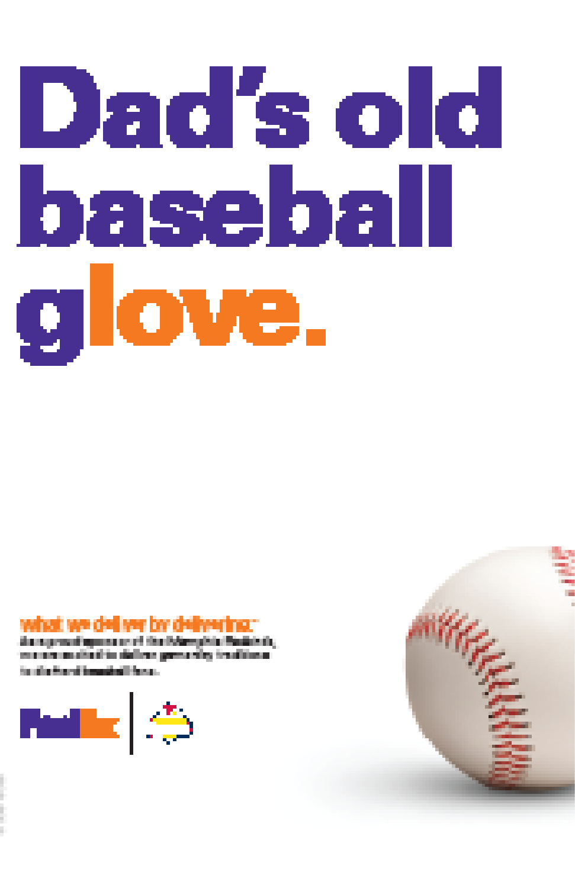# Dad's old baseball glove.

what we deliver by delivering.™

As a proud sponsor of the Memphis Redbirds, we're excited to deliver generations of tradition to all of our baseball fans.

FedEx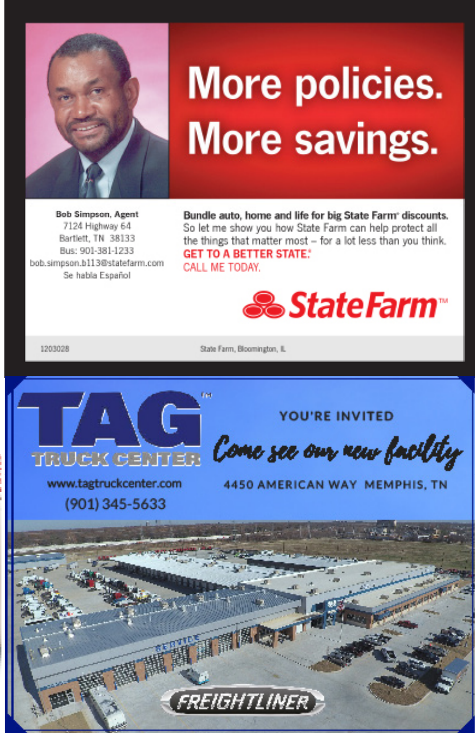# More policies. More savings.

**Bob Simpson, Agent**
7124 Highway 64
Bartlett, TN 38133
Bus: 901-381-1233
bob.simpson.b113@statefarm.com
Se habla Español

**Bundle auto, home and life for big State Farm® discounts.**
So let me show you how State Farm can help protect all the things that matter most – for a lot less than you think.
**GET TO A BETTER STATE.®**
CALL ME TODAY.

StateFarm™

1203028

State Farm, Bloomington, IL

# TAG TRUCK CENTER

www.tagtruckcenter.com
(901) 345-5633

YOU'RE INVITED

*Come see our new facility*

4450 AMERICAN WAY MEMPHIS, TN

SERVICE

FREIGHTLINER